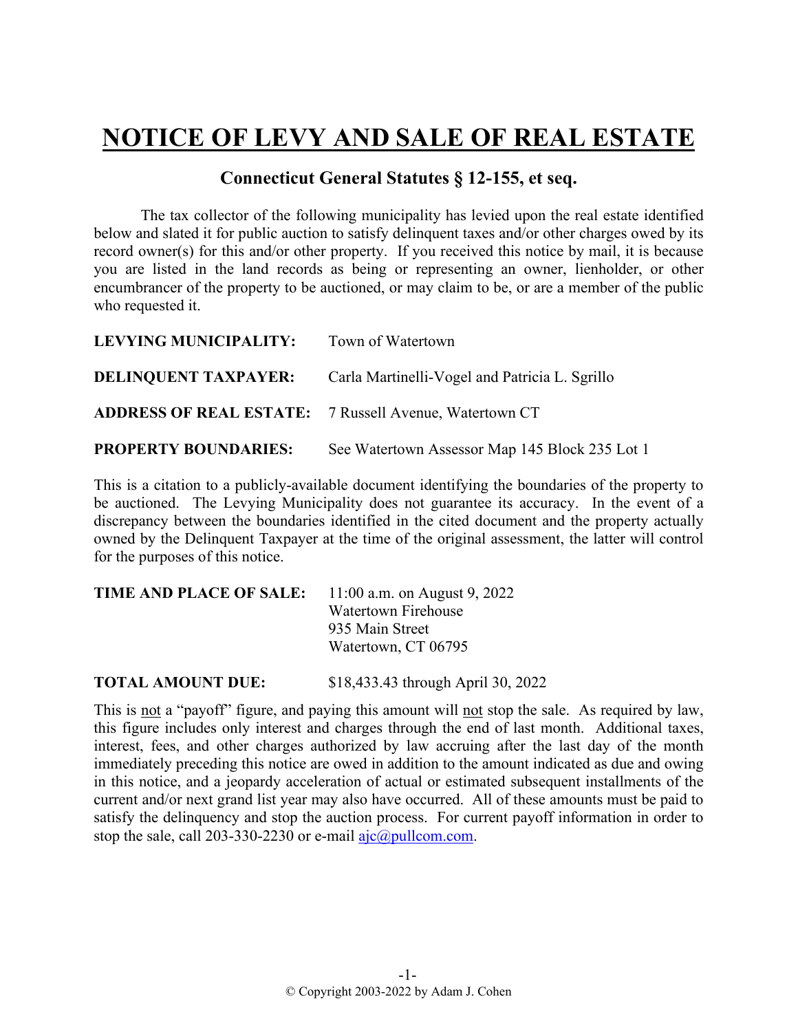# NOTICE OF LEVY AND SALE OF REAL ESTATE

## Connecticut General Statutes § 12-155, et seq.

The tax collector of the following municipality has levied upon the real estate identified below and slated it for public auction to satisfy delinquent taxes and/or other charges owed by its record owner(s) for this and/or other property. If you received this notice by mail, it is because you are listed in the land records as being or representing an owner, lienholder, or other encumbrancer of the property to be auctioned, or may claim to be, or are a member of the public who requested it.

**LEVYING MUNICIPALITY:** Town of Watertown

**DELINQUENT TAXPAYER:** Carla Martinelli-Vogel and Patricia L. Sgrillo

**ADDRESS OF REAL ESTATE:** 7 Russell Avenue, Watertown CT

**PROPERTY BOUNDARIES:** See Watertown Assessor Map 145 Block 235 Lot 1

This is a citation to a publicly-available document identifying the boundaries of the property to be auctioned. The Levying Municipality does not guarantee its accuracy. In the event of a discrepancy between the boundaries identified in the cited document and the property actually owned by the Delinquent Taxpayer at the time of the original assessment, the latter will control for the purposes of this notice.

**TIME AND PLACE OF SALE:** 11:00 a.m. on August 9, 2022
Watertown Firehouse
935 Main Street
Watertown, CT 06795

**TOTAL AMOUNT DUE:** $18,433.43 through April 30, 2022

This is not a "payoff" figure, and paying this amount will not stop the sale. As required by law, this figure includes only interest and charges through the end of last month. Additional taxes, interest, fees, and other charges authorized by law accruing after the last day of the month immediately preceding this notice are owed in addition to the amount indicated as due and owing in this notice, and a jeopardy acceleration of actual or estimated subsequent installments of the current and/or next grand list year may also have occurred. All of these amounts must be paid to satisfy the delinquency and stop the auction process. For current payoff information in order to stop the sale, call 203-330-2230 or e-mail ajc@pullcom.com.

© Copyright 2003-2022 by Adam J. Cohen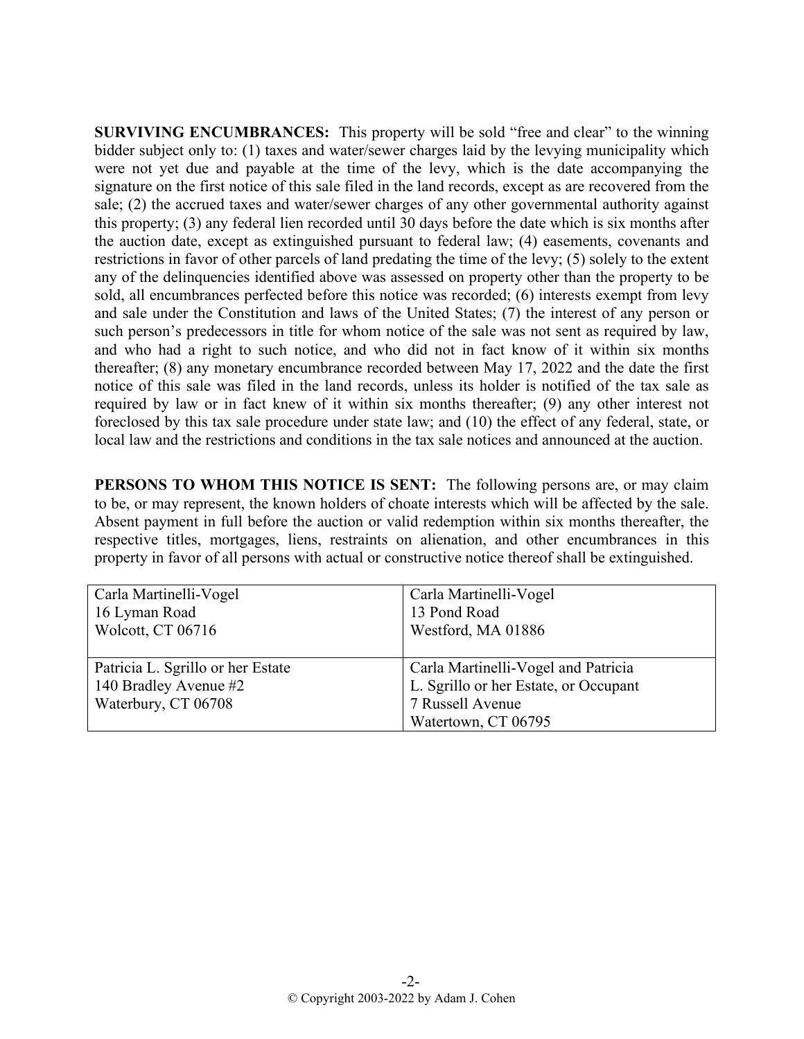**SURVIVING ENCUMBRANCES:** This property will be sold "free and clear" to the winning bidder subject only to: (1) taxes and water/sewer charges laid by the levying municipality which were not yet due and payable at the time of the levy, which is the date accompanying the signature on the first notice of this sale filed in the land records, except as are recovered from the sale; (2) the accrued taxes and water/sewer charges of any other governmental authority against this property; (3) any federal lien recorded until 30 days before the date which is six months after the auction date, except as extinguished pursuant to federal law; (4) easements, covenants and restrictions in favor of other parcels of land predating the time of the levy; (5) solely to the extent any of the delinquencies identified above was assessed on property other than the property to be sold, all encumbrances perfected before this notice was recorded; (6) interests exempt from levy and sale under the Constitution and laws of the United States; (7) the interest of any person or such person's predecessors in title for whom notice of the sale was not sent as required by law, and who had a right to such notice, and who did not in fact know of it within six months thereafter; (8) any monetary encumbrance recorded between May 17, 2022 and the date the first notice of this sale was filed in the land records, unless its holder is notified of the tax sale as required by law or in fact knew of it within six months thereafter; (9) any other interest not foreclosed by this tax sale procedure under state law; and (10) the effect of any federal, state, or local law and the restrictions and conditions in the tax sale notices and announced at the auction.

**PERSONS TO WHOM THIS NOTICE IS SENT:** The following persons are, or may claim to be, or may represent, the known holders of choate interests which will be affected by the sale. Absent payment in full before the auction or valid redemption within six months thereafter, the respective titles, mortgages, liens, restraints on alienation, and other encumbrances in this property in favor of all persons with actual or constructive notice thereof shall be extinguished.

| | |
|---|---|
| Carla Martinelli-Vogel<br>16 Lyman Road<br>Wolcott, CT 06716 | Carla Martinelli-Vogel<br>13 Pond Road<br>Westford, MA 01886 |
| Patricia L. Sgrillo or her Estate<br>140 Bradley Avenue #2<br>Waterbury, CT 06708 | Carla Martinelli-Vogel and Patricia L. Sgrillo or her Estate, or Occupant<br>7 Russell Avenue<br>Watertown, CT 06795 |

© Copyright 2003-2022 by Adam J. Cohen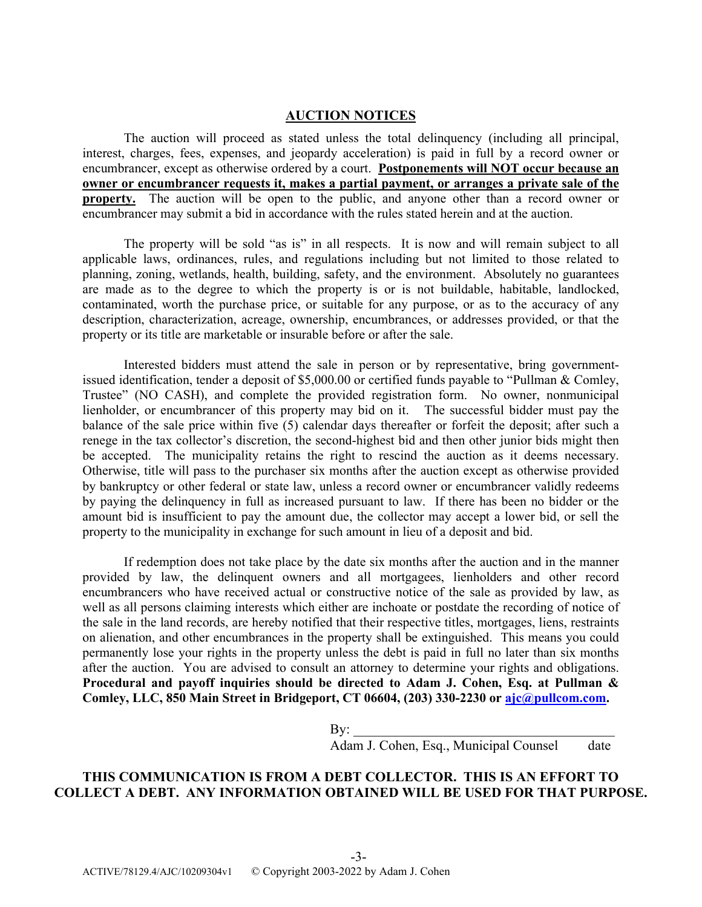## AUCTION NOTICES

The auction will proceed as stated unless the total delinquency (including all principal, interest, charges, fees, expenses, and jeopardy acceleration) is paid in full by a record owner or encumbrancer, except as otherwise ordered by a court. **Postponements will NOT occur because an owner or encumbrancer requests it, makes a partial payment, or arranges a private sale of the property.** The auction will be open to the public, and anyone other than a record owner or encumbrancer may submit a bid in accordance with the rules stated herein and at the auction.

The property will be sold "as is" in all respects. It is now and will remain subject to all applicable laws, ordinances, rules, and regulations including but not limited to those related to planning, zoning, wetlands, health, building, safety, and the environment. Absolutely no guarantees are made as to the degree to which the property is or is not buildable, habitable, landlocked, contaminated, worth the purchase price, or suitable for any purpose, or as to the accuracy of any description, characterization, acreage, ownership, encumbrances, or addresses provided, or that the property or its title are marketable or insurable before or after the sale.

Interested bidders must attend the sale in person or by representative, bring government-issued identification, tender a deposit of $5,000.00 or certified funds payable to "Pullman & Comley, Trustee" (NO CASH), and complete the provided registration form. No owner, nonmunicipal lienholder, or encumbrancer of this property may bid on it. The successful bidder must pay the balance of the sale price within five (5) calendar days thereafter or forfeit the deposit; after such a renege in the tax collector's discretion, the second-highest bid and then other junior bids might then be accepted. The municipality retains the right to rescind the auction as it deems necessary. Otherwise, title will pass to the purchaser six months after the auction except as otherwise provided by bankruptcy or other federal or state law, unless a record owner or encumbrancer validly redeems by paying the delinquency in full as increased pursuant to law. If there has been no bidder or the amount bid is insufficient to pay the amount due, the collector may accept a lower bid, or sell the property to the municipality in exchange for such amount in lieu of a deposit and bid.

If redemption does not take place by the date six months after the auction and in the manner provided by law, the delinquent owners and all mortgagees, lienholders and other record encumbrancers who have received actual or constructive notice of the sale as provided by law, as well as all persons claiming interests which either are inchoate or postdate the recording of notice of the sale in the land records, are hereby notified that their respective titles, mortgages, liens, restraints on alienation, and other encumbrances in the property shall be extinguished. This means you could permanently lose your rights in the property unless the debt is paid in full no later than six months after the auction. You are advised to consult an attorney to determine your rights and obligations. **Procedural and payoff inquiries should be directed to Adam J. Cohen, Esq. at Pullman & Comley, LLC, 850 Main Street in Bridgeport, CT 06604, (203) 330-2230 or ajc@pullcom.com.**

By: ___________________________________

Adam J. Cohen, Esq., Municipal Counsel        date

**THIS COMMUNICATION IS FROM A DEBT COLLECTOR. THIS IS AN EFFORT TO COLLECT A DEBT. ANY INFORMATION OBTAINED WILL BE USED FOR THAT PURPOSE.**

ACTIVE/78129.4/AJC/10209304v1    © Copyright 2003-2022 by Adam J. Cohen